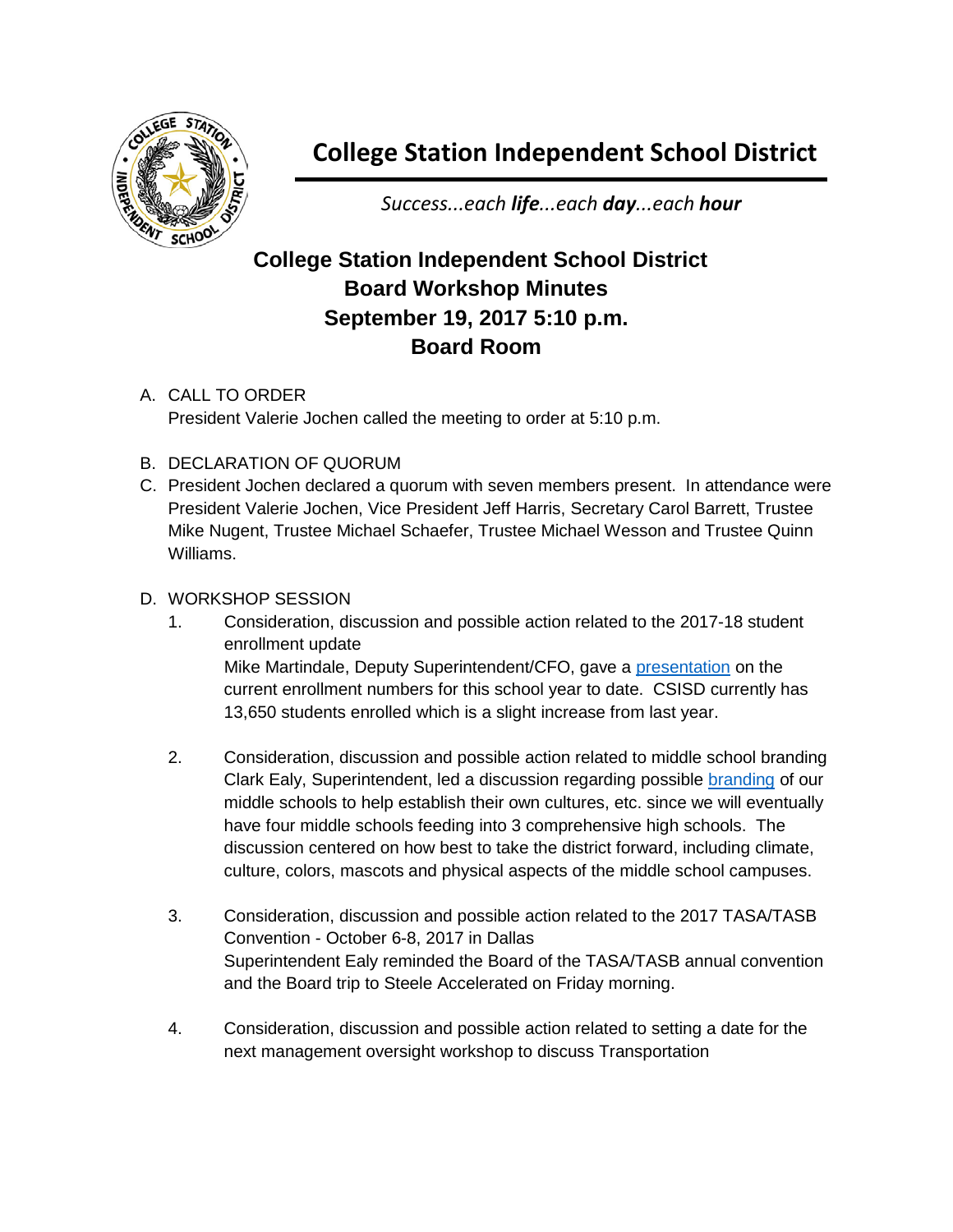# College Station Independent School District

*Success...each **life**...each **day**...each **hour***

## College Station Independent School District
## Board Workshop Minutes
## September 19, 2017 5:10 p.m.
## Board Room

A. CALL TO ORDER
President Valerie Jochen called the meeting to order at 5:10 p.m.

B. DECLARATION OF QUORUM

C. President Jochen declared a quorum with seven members present. In attendance were President Valerie Jochen, Vice President Jeff Harris, Secretary Carol Barrett, Trustee Mike Nugent, Trustee Michael Schaefer, Trustee Michael Wesson and Trustee Quinn Williams.

D. WORKSHOP SESSION

1. Consideration, discussion and possible action related to the 2017-18 student enrollment update
Mike Martindale, Deputy Superintendent/CFO, gave a presentation on the current enrollment numbers for this school year to date. CSISD currently has 13,650 students enrolled which is a slight increase from last year.

2. Consideration, discussion and possible action related to middle school branding
Clark Ealy, Superintendent, led a discussion regarding possible branding of our middle schools to help establish their own cultures, etc. since we will eventually have four middle schools feeding into 3 comprehensive high schools. The discussion centered on how best to take the district forward, including climate, culture, colors, mascots and physical aspects of the middle school campuses.

3. Consideration, discussion and possible action related to the 2017 TASA/TASB Convention - October 6-8, 2017 in Dallas
Superintendent Ealy reminded the Board of the TASA/TASB annual convention and the Board trip to Steele Accelerated on Friday morning.

4. Consideration, discussion and possible action related to setting a date for the next management oversight workshop to discuss Transportation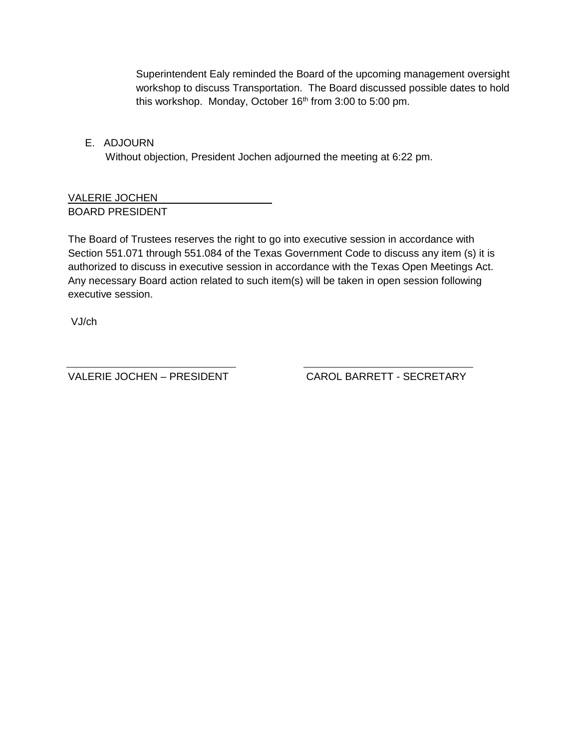Superintendent Ealy reminded the Board of the upcoming management oversight workshop to discuss Transportation. The Board discussed possible dates to hold this workshop. Monday, October 16th from 3:00 to 5:00 pm.

E. ADJOURN

Without objection, President Jochen adjourned the meeting at 6:22 pm.

VALERIE JOCHEN
BOARD PRESIDENT

The Board of Trustees reserves the right to go into executive session in accordance with Section 551.071 through 551.084 of the Texas Government Code to discuss any item (s) it is authorized to discuss in executive session in accordance with the Texas Open Meetings Act. Any necessary Board action related to such item(s) will be taken in open session following executive session.

VJ/ch

VALERIE JOCHEN – PRESIDENT

CAROL BARRETT - SECRETARY